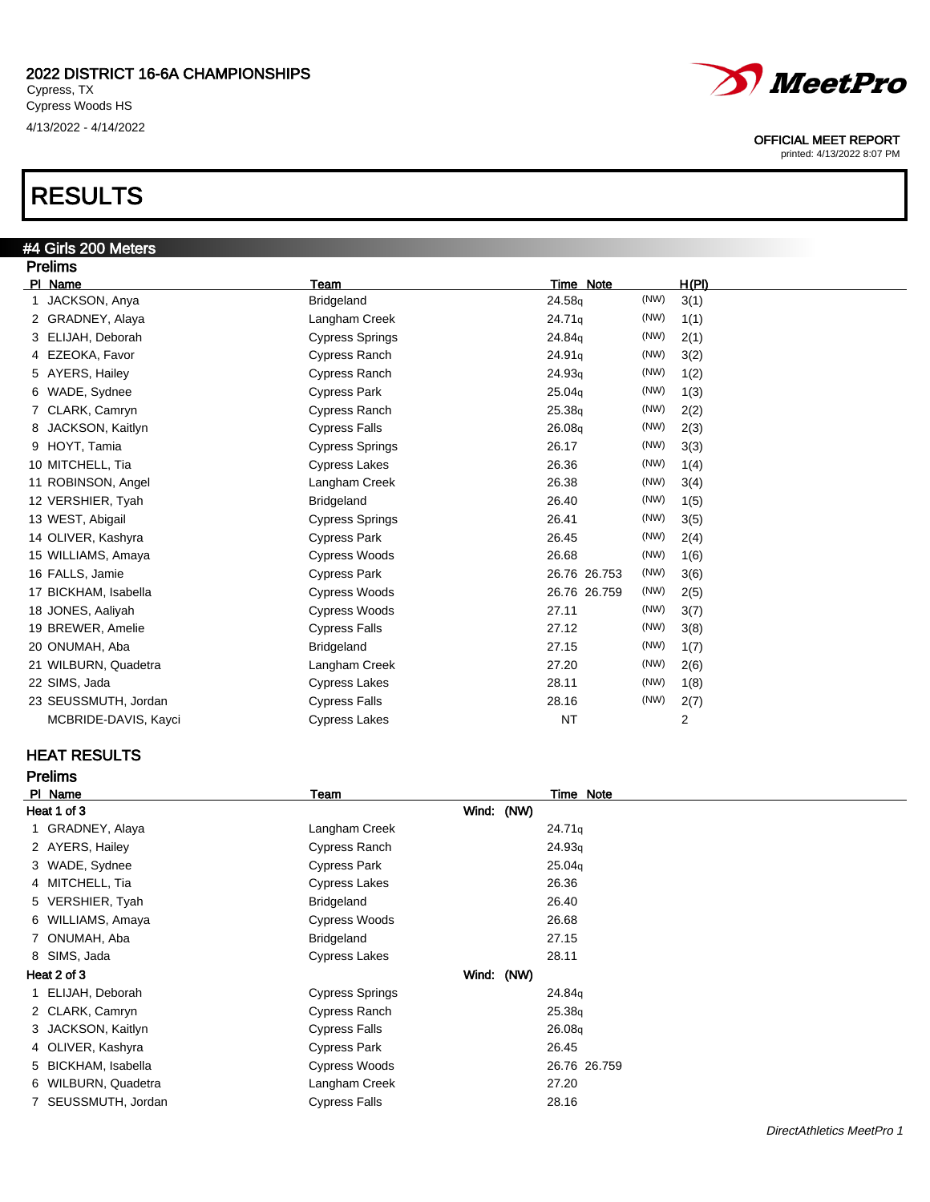2022 DISTRICT 16-6A CHAMPIONSHIPS
Cypress, TX
Cypress Woods HS
4/13/2022 - 4/14/2022

OFFICIAL MEET REPORT
printed: 4/13/2022 8:07 PM

# RESULTS

## #4 Girls 200 Meters

### Prelims

| Pl | Name | Team | Time | Note | | H(Pl) |
|---|---|---|---|---|---|---|
| 1 | JACKSON, Anya | Bridgeland | 24.58q | | (NW) | 3(1) |
| 2 | GRADNEY, Alaya | Langham Creek | 24.71q | | (NW) | 1(1) |
| 3 | ELIJAH, Deborah | Cypress Springs | 24.84q | | (NW) | 2(1) |
| 4 | EZEOKA, Favor | Cypress Ranch | 24.91q | | (NW) | 3(2) |
| 5 | AYERS, Hailey | Cypress Ranch | 24.93q | | (NW) | 1(2) |
| 6 | WADE, Sydnee | Cypress Park | 25.04q | | (NW) | 1(3) |
| 7 | CLARK, Camryn | Cypress Ranch | 25.38q | | (NW) | 2(2) |
| 8 | JACKSON, Kaitlyn | Cypress Falls | 26.08q | | (NW) | 2(3) |
| 9 | HOYT, Tamia | Cypress Springs | 26.17 | | (NW) | 3(3) |
| 10 | MITCHELL, Tia | Cypress Lakes | 26.36 | | (NW) | 1(4) |
| 11 | ROBINSON, Angel | Langham Creek | 26.38 | | (NW) | 3(4) |
| 12 | VERSHIER, Tyah | Bridgeland | 26.40 | | (NW) | 1(5) |
| 13 | WEST, Abigail | Cypress Springs | 26.41 | | (NW) | 3(5) |
| 14 | OLIVER, Kashyra | Cypress Park | 26.45 | | (NW) | 2(4) |
| 15 | WILLIAMS, Amaya | Cypress Woods | 26.68 | | (NW) | 1(6) |
| 16 | FALLS, Jamie | Cypress Park | 26.76 | 26.753 | (NW) | 3(6) |
| 17 | BICKHAM, Isabella | Cypress Woods | 26.76 | 26.759 | (NW) | 2(5) |
| 18 | JONES, Aaliyah | Cypress Woods | 27.11 | | (NW) | 3(7) |
| 19 | BREWER, Amelie | Cypress Falls | 27.12 | | (NW) | 3(8) |
| 20 | ONUMAH, Aba | Bridgeland | 27.15 | | (NW) | 1(7) |
| 21 | WILBURN, Quadetra | Langham Creek | 27.20 | | (NW) | 2(6) |
| 22 | SIMS, Jada | Cypress Lakes | 28.11 | | (NW) | 1(8) |
| 23 | SEUSSMUTH, Jordan | Cypress Falls | 28.16 | | (NW) | 2(7) |
| | MCBRIDE-DAVIS, Kayci | Cypress Lakes | NT | | | 2 |

### HEAT RESULTS

### Prelims

| Pl | Name | Team | Time | Note |
|---|---|---|---|---|
| **Heat 1 of 3** | | Wind: (NW) | | |
| 1 | GRADNEY, Alaya | Langham Creek | 24.71q | |
| 2 | AYERS, Hailey | Cypress Ranch | 24.93q | |
| 3 | WADE, Sydnee | Cypress Park | 25.04q | |
| 4 | MITCHELL, Tia | Cypress Lakes | 26.36 | |
| 5 | VERSHIER, Tyah | Bridgeland | 26.40 | |
| 6 | WILLIAMS, Amaya | Cypress Woods | 26.68 | |
| 7 | ONUMAH, Aba | Bridgeland | 27.15 | |
| 8 | SIMS, Jada | Cypress Lakes | 28.11 | |
| **Heat 2 of 3** | | Wind: (NW) | | |
| 1 | ELIJAH, Deborah | Cypress Springs | 24.84q | |
| 2 | CLARK, Camryn | Cypress Ranch | 25.38q | |
| 3 | JACKSON, Kaitlyn | Cypress Falls | 26.08q | |
| 4 | OLIVER, Kashyra | Cypress Park | 26.45 | |
| 5 | BICKHAM, Isabella | Cypress Woods | 26.76 | 26.759 |
| 6 | WILBURN, Quadetra | Langham Creek | 27.20 | |
| 7 | SEUSSMUTH, Jordan | Cypress Falls | 28.16 | |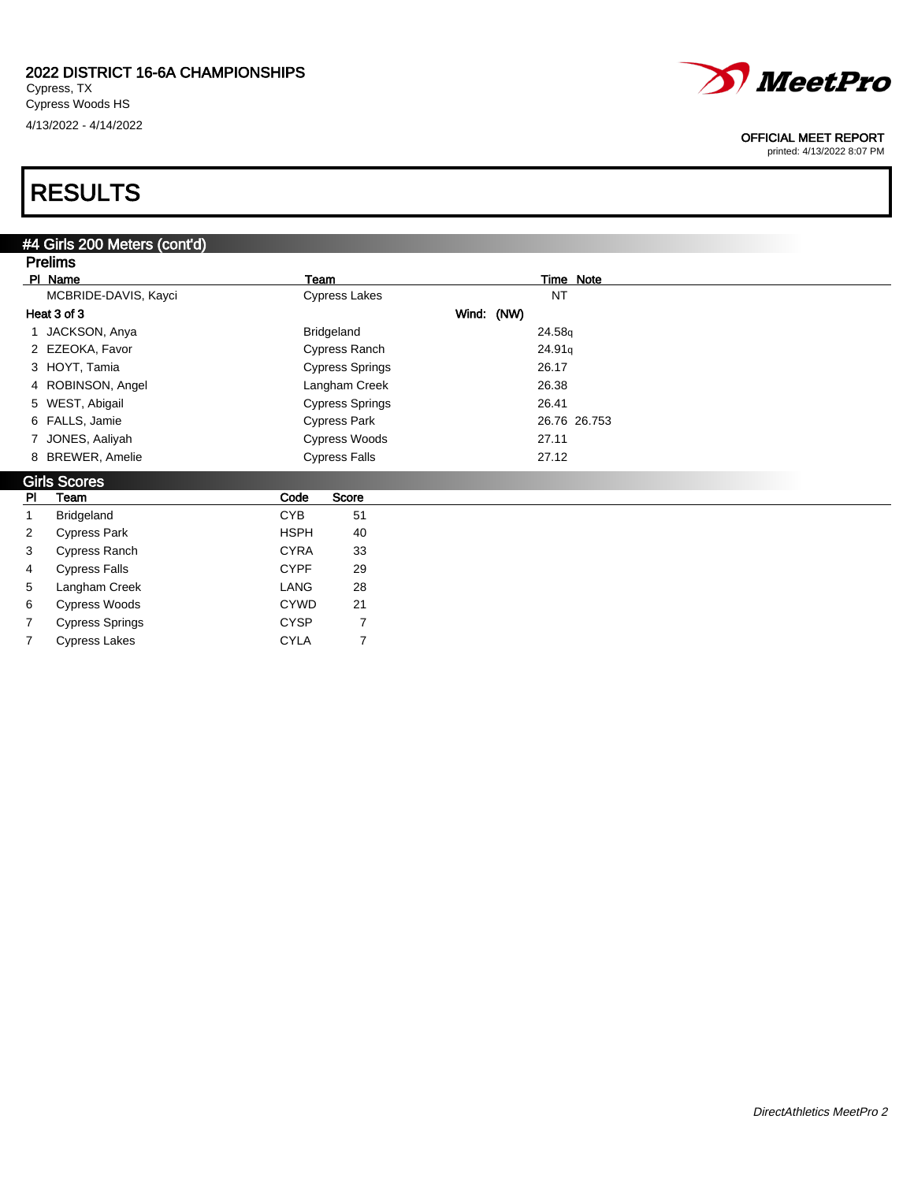2022 DISTRICT 16-6A CHAMPIONSHIPS
Cypress, TX
Cypress Woods HS
4/13/2022 - 4/14/2022

OFFICIAL MEET REPORT
printed: 4/13/2022 8:07 PM

# RESULTS

## #4 Girls 200 Meters (cont'd)

### Prelims

| Pl | Name | Team | Time | Note |
|---|---|---|---|---|
| | MCBRIDE-DAVIS, Kayci | Cypress Lakes | NT | |

**Heat 3 of 3** Wind: (NW)

| Pl | Name | Team | Time | Note |
|---|---|---|---|---|
| 1 | JACKSON, Anya | Bridgeland | 24.58q | |
| 2 | EZEOKA, Favor | Cypress Ranch | 24.91q | |
| 3 | HOYT, Tamia | Cypress Springs | 26.17 | |
| 4 | ROBINSON, Angel | Langham Creek | 26.38 | |
| 5 | WEST, Abigail | Cypress Springs | 26.41 | |
| 6 | FALLS, Jamie | Cypress Park | 26.76 | 26.753 |
| 7 | JONES, Aaliyah | Cypress Woods | 27.11 | |
| 8 | BREWER, Amelie | Cypress Falls | 27.12 | |

## Girls Scores

| Pl | Team | Code | Score |
|---|---|---|---|
| 1 | Bridgeland | CYB | 51 |
| 2 | Cypress Park | HSPH | 40 |
| 3 | Cypress Ranch | CYRA | 33 |
| 4 | Cypress Falls | CYPF | 29 |
| 5 | Langham Creek | LANG | 28 |
| 6 | Cypress Woods | CYWD | 21 |
| 7 | Cypress Springs | CYSP | 7 |
| 7 | Cypress Lakes | CYLA | 7 |

*DirectAthletics MeetPro 2*